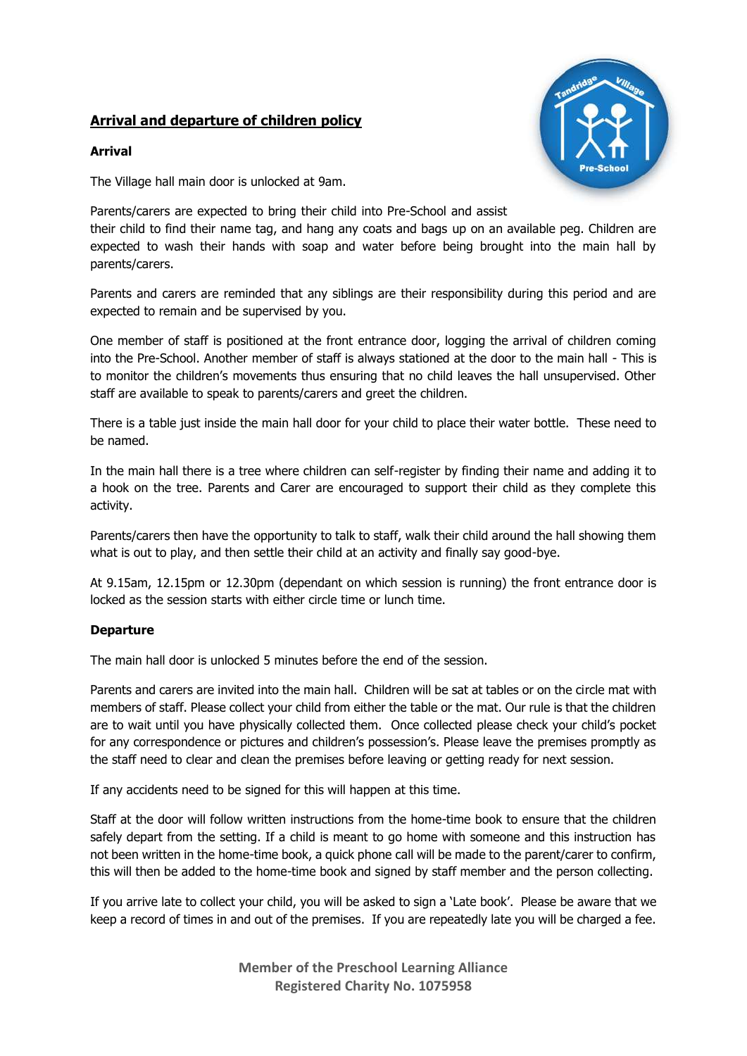## Arrival and departure of children policy

### Arrival

The Village hall main door is unlocked at 9am.

Parents/carers are expected to bring their child into Pre-School and assist their child to find their name tag, and hang any coats and bags up on an available peg. Children are expected to wash their hands with soap and water before being brought into the main hall by parents/carers.

Parents and carers are reminded that any siblings are their responsibility during this period and are expected to remain and be supervised by you.

One member of staff is positioned at the front entrance door, logging the arrival of children coming into the Pre-School. Another member of staff is always stationed at the door to the main hall - This is to monitor the children's movements thus ensuring that no child leaves the hall unsupervised. Other staff are available to speak to parents/carers and greet the children.

There is a table just inside the main hall door for your child to place their water bottle. These need to be named.

In the main hall there is a tree where children can self-register by finding their name and adding it to a hook on the tree. Parents and Carer are encouraged to support their child as they complete this activity.

Parents/carers then have the opportunity to talk to staff, walk their child around the hall showing them what is out to play, and then settle their child at an activity and finally say good-bye.

At 9.15am, 12.15pm or 12.30pm (dependant on which session is running) the front entrance door is locked as the session starts with either circle time or lunch time.

### Departure

The main hall door is unlocked 5 minutes before the end of the session.

Parents and carers are invited into the main hall. Children will be sat at tables or on the circle mat with members of staff. Please collect your child from either the table or the mat. Our rule is that the children are to wait until you have physically collected them. Once collected please check your child's pocket for any correspondence or pictures and children's possession's. Please leave the premises promptly as the staff need to clear and clean the premises before leaving or getting ready for next session.

If any accidents need to be signed for this will happen at this time.

Staff at the door will follow written instructions from the home-time book to ensure that the children safely depart from the setting. If a child is meant to go home with someone and this instruction has not been written in the home-time book, a quick phone call will be made to the parent/carer to confirm, this will then be added to the home-time book and signed by staff member and the person collecting.

If you arrive late to collect your child, you will be asked to sign a 'Late book'. Please be aware that we keep a record of times in and out of the premises. If you are repeatedly late you will be charged a fee.

**Member of the Preschool Learning Alliance**
**Registered Charity No. 1075958**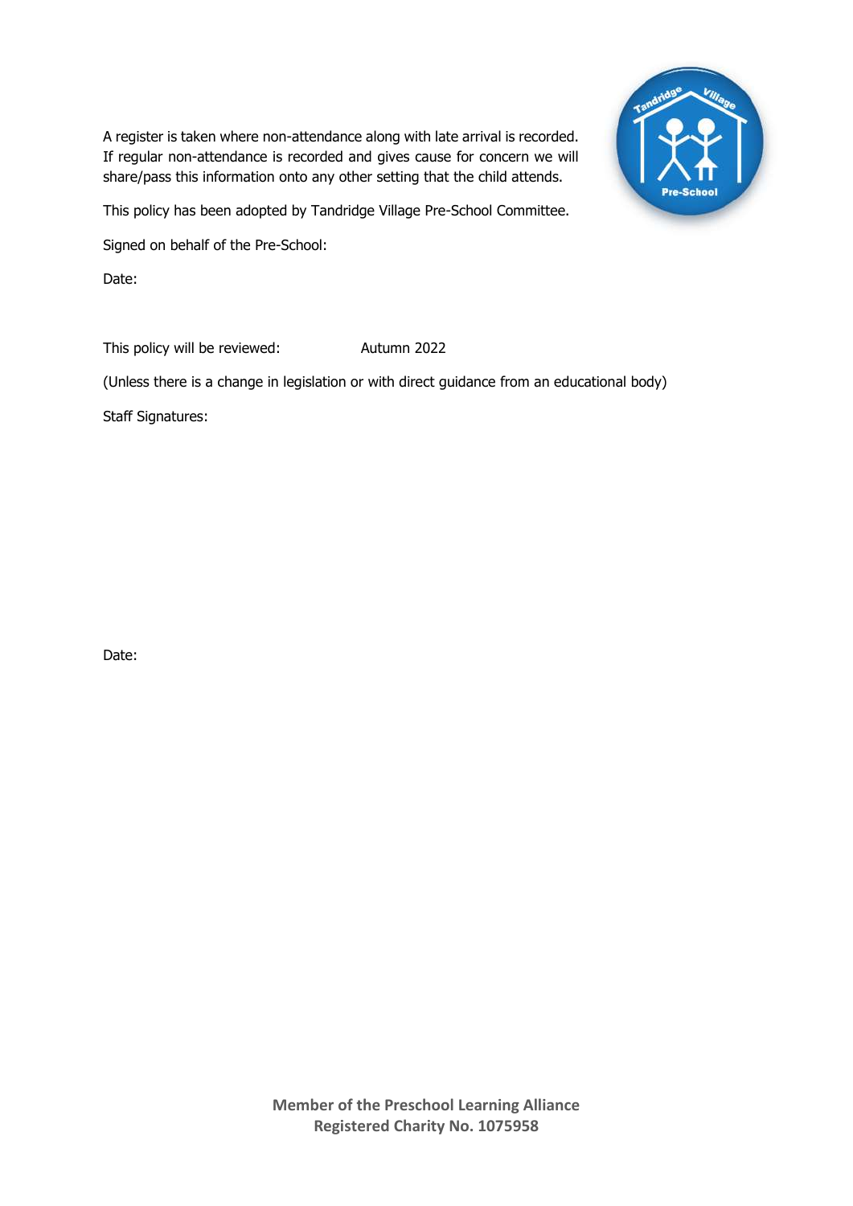A register is taken where non-attendance along with late arrival is recorded. If regular non-attendance is recorded and gives cause for concern we will share/pass this information onto any other setting that the child attends.

This policy has been adopted by Tandridge Village Pre-School Committee.

Signed on behalf of the Pre-School:

Date:

This policy will be reviewed: Autumn 2022

(Unless there is a change in legislation or with direct guidance from an educational body)

Staff Signatures:

Date:

**Member of the Preschool Learning Alliance**
**Registered Charity No. 1075958**